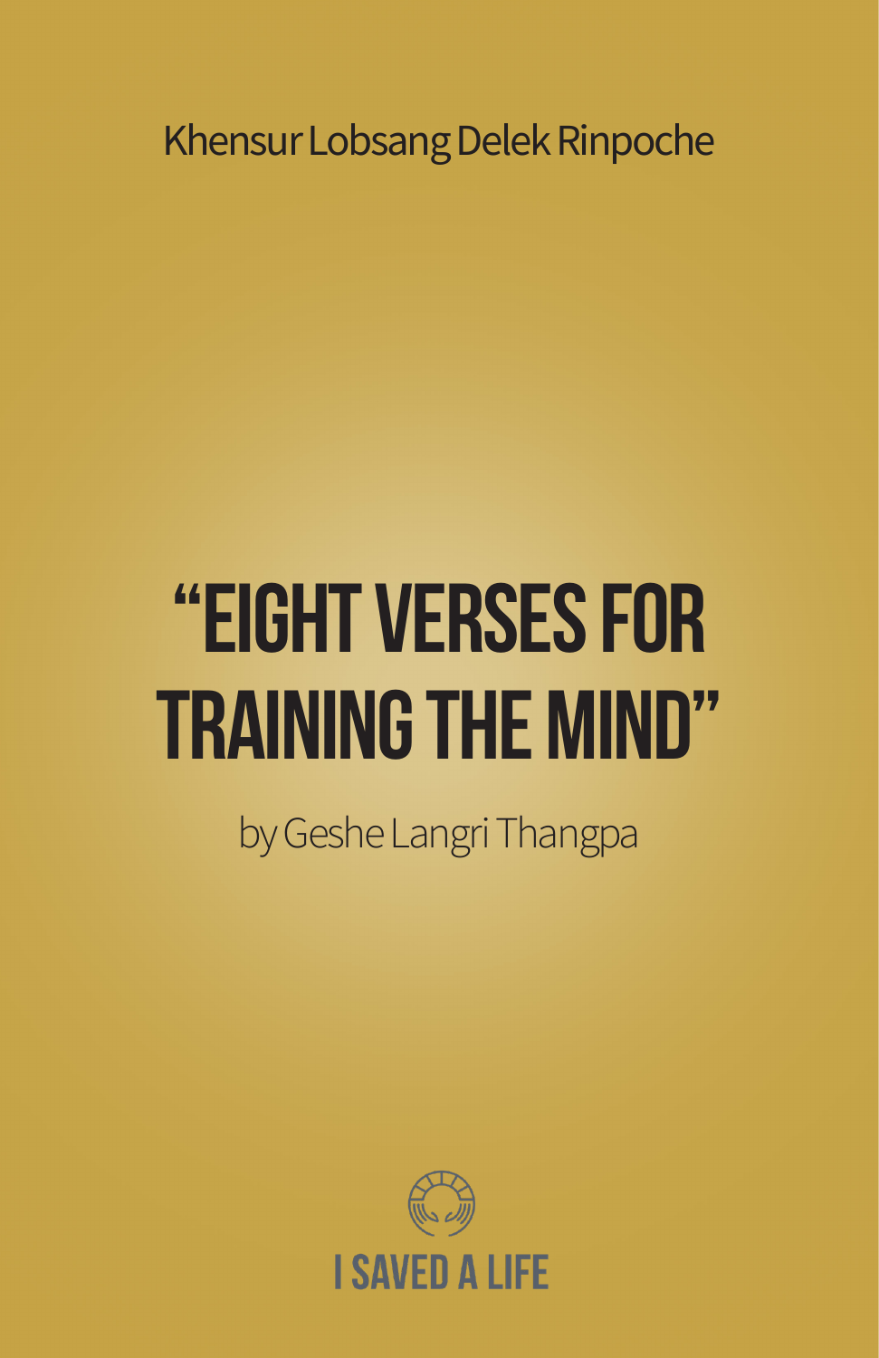Khensur Lobsang Delek Rinpoche

# “EIGHT VERSES FOR TRAINING THE MIND”

by Geshe Langri Thangpa

I SAVED A LIFE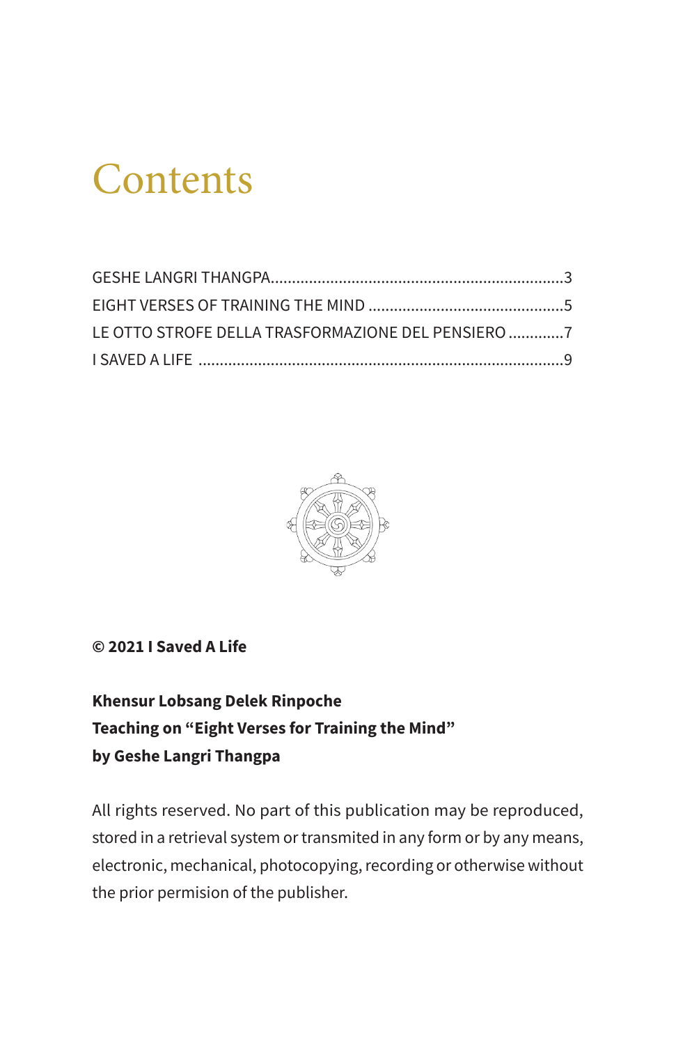# Contents

GESHE LANGRI THANGPA....................................................................3
EIGHT VERSES OF TRAINING THE MIND .............................................5
LE OTTO STROFE DELLA TRASFORMAZIONE DEL PENSIERO .............7
I SAVED A LIFE .....................................................................................9

**© 2021 I Saved A Life**

**Khensur Lobsang Delek Rinpoche**
**Teaching on "Eight Verses for Training the Mind"**
**by Geshe Langri Thangpa**

All rights reserved. No part of this publication may be reproduced, stored in a retrieval system or transmited in any form or by any means, electronic, mechanical, photocopying, recording or otherwise without the prior permision of the publisher.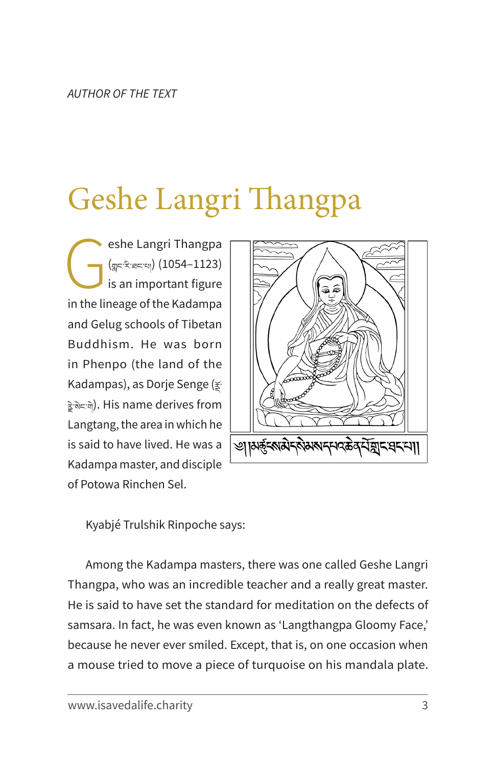*AUTHOR OF THE TEXT*

# Geshe Langri Thangpa

Geshe Langri Thangpa (གླང་རི་ཐང་པ།) (1054–1123) is an important figure in the lineage of the Kadampa and Gelug schools of Tibetan Buddhism. He was born in Phenpo (the land of the Kadampas), as Dorje Senge (རྡོ་རྗེ་སེང་གེ). His name derives from Langtang, the area in which he is said to have lived. He was a Kadampa master, and disciple of Potowa Rinchen Sel.

༄། །མཚུངས་མེད་སེམས་དཔའ་ཆེན་པོ་གླང་ཐང་པ།།

Kyabjé Trulshik Rinpoche says:

Among the Kadampa masters, there was one called Geshe Langri Thangpa, who was an incredible teacher and a really great master. He is said to have set the standard for meditation on the defects of samsara. In fact, he was even known as 'Langthangpa Gloomy Face,' because he never ever smiled. Except, that is, on one occasion when a mouse tried to move a piece of turquoise on his mandala plate.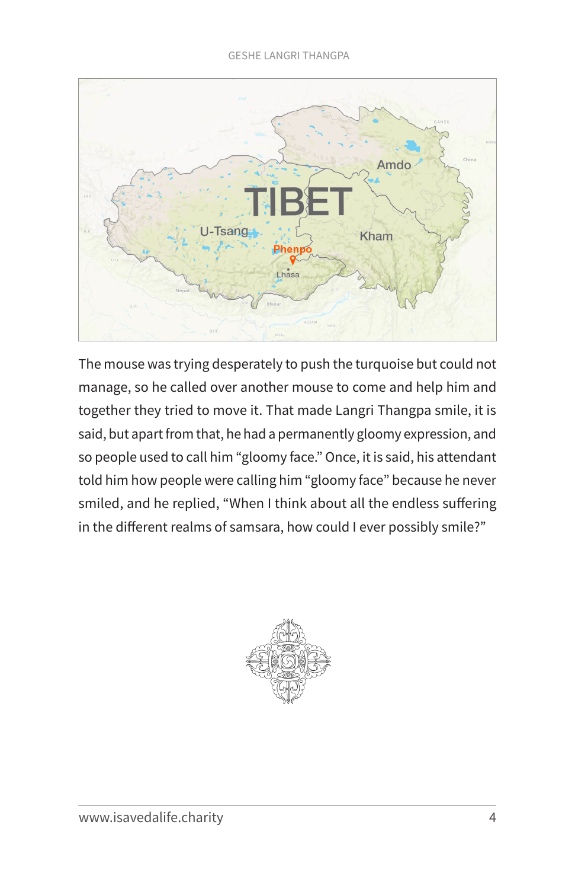The mouse was trying desperately to push the turquoise but could not manage, so he called over another mouse to come and help him and together they tried to move it. That made Langri Thangpa smile, it is said, but apart from that, he had a permanently gloomy expression, and so people used to call him "gloomy face." Once, it is said, his attendant told him how people were calling him "gloomy face" because he never smiled, and he replied, "When I think about all the endless suffering in the different realms of samsara, how could I ever possibly smile?"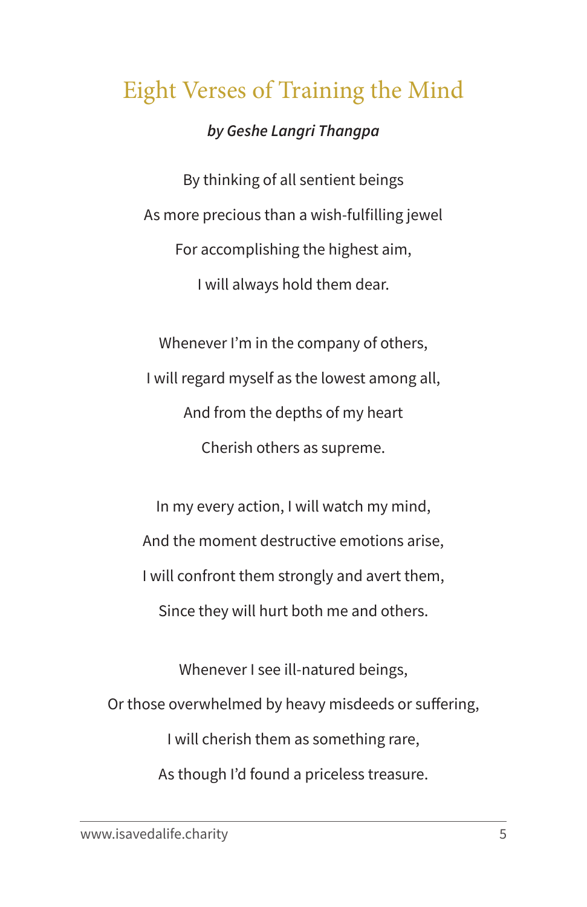# Eight Verses of Training the Mind

***by Geshe Langri Thangpa***

By thinking of all sentient beings
As more precious than a wish-fulfilling jewel
For accomplishing the highest aim,
I will always hold them dear.

Whenever I'm in the company of others,
I will regard myself as the lowest among all,
And from the depths of my heart
Cherish others as supreme.

In my every action, I will watch my mind,
And the moment destructive emotions arise,
I will confront them strongly and avert them,
Since they will hurt both me and others.

Whenever I see ill-natured beings,
Or those overwhelmed by heavy misdeeds or suffering,
I will cherish them as something rare,
As though I'd found a priceless treasure.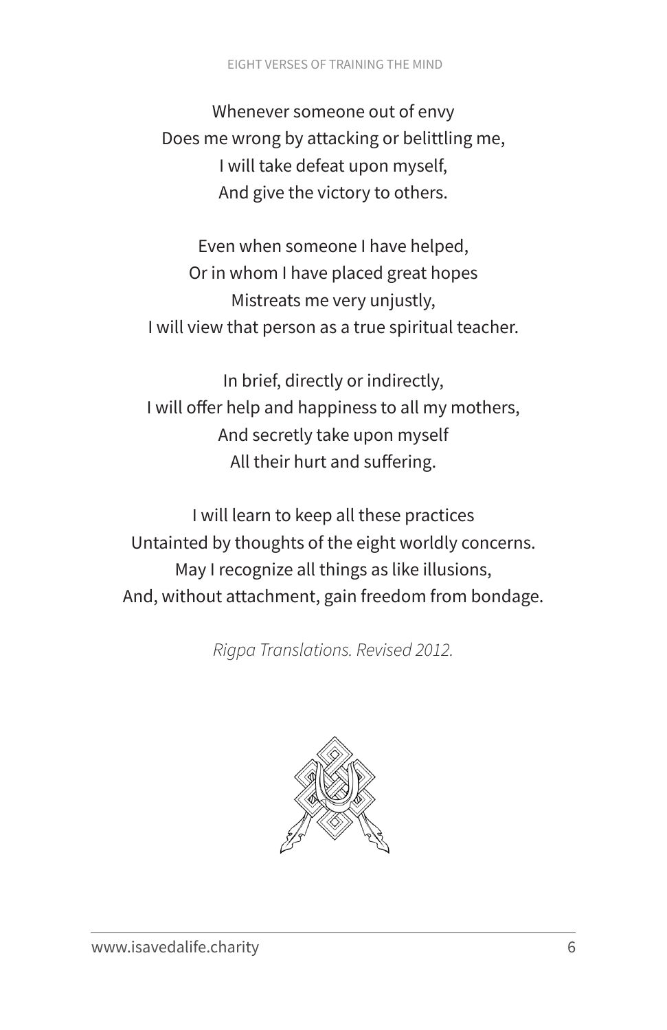Whenever someone out of envy  
Does me wrong by attacking or belittling me,  
I will take defeat upon myself,  
And give the victory to others.

Even when someone I have helped,  
Or in whom I have placed great hopes  
Mistreats me very unjustly,  
I will view that person as a true spiritual teacher.

In brief, directly or indirectly,  
I will offer help and happiness to all my mothers,  
And secretly take upon myself  
All their hurt and suffering.

I will learn to keep all these practices  
Untainted by thoughts of the eight worldly concerns.  
May I recognize all things as like illusions,  
And, without attachment, gain freedom from bondage.

*Rigpa Translations. Revised 2012.*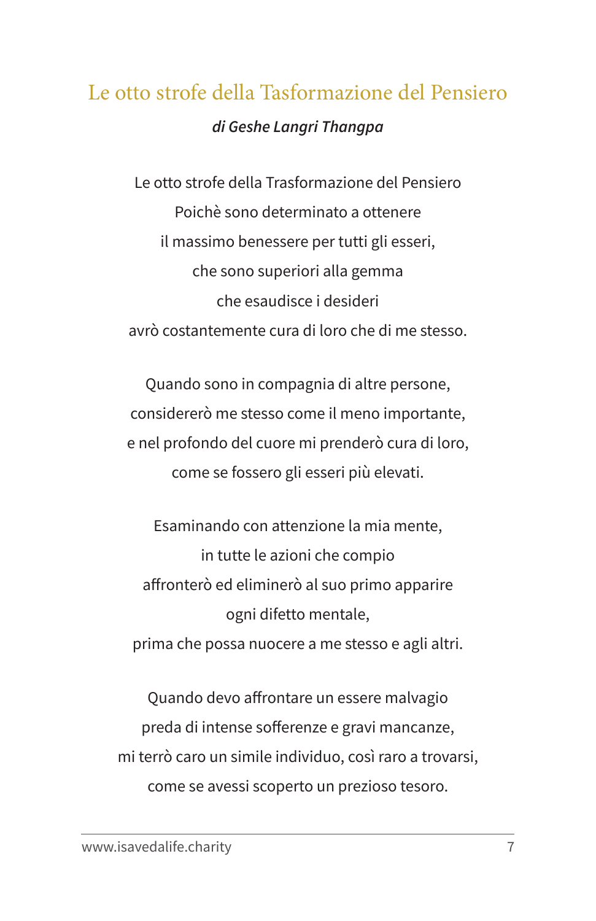## Le otto strofe della Tasformazione del Pensiero

***di Geshe Langri Thangpa***

Le otto strofe della Trasformazione del Pensiero
Poichè sono determinato a ottenere
il massimo benessere per tutti gli esseri,
che sono superiori alla gemma
che esaudisce i desideri
avrò costantemente cura di loro che di me stesso.

Quando sono in compagnia di altre persone,
considererò me stesso come il meno importante,
e nel profondo del cuore mi prenderò cura di loro,
come se fossero gli esseri più elevati.

Esaminando con attenzione la mia mente,
in tutte le azioni che compio
affronterò ed eliminerò al suo primo apparire
ogni difetto mentale,
prima che possa nuocere a me stesso e agli altri.

Quando devo affrontare un essere malvagio
preda di intense sofferenze e gravi mancanze,
mi terrò caro un simile individuo, così raro a trovarsi,
come se avessi scoperto un prezioso tesoro.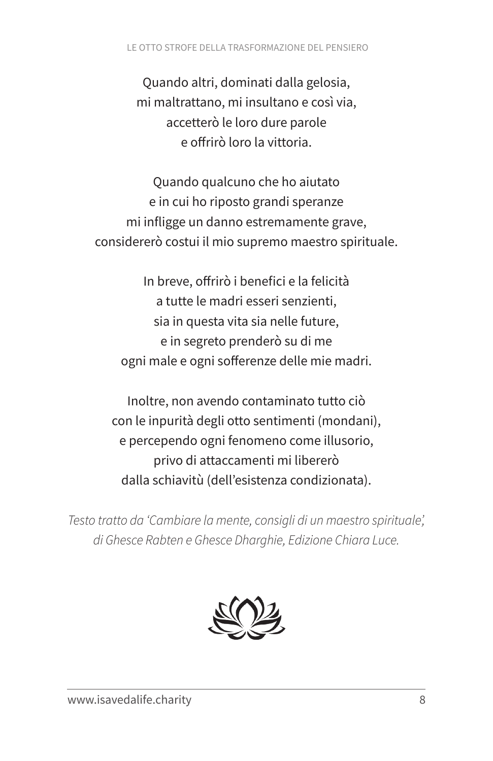Quando altri, dominati dalla gelosia,
mi maltrattano, mi insultano e così via,
accetterò le loro dure parole
e offrirò loro la vittoria.

Quando qualcuno che ho aiutato
e in cui ho riposto grandi speranze
mi infligge un danno estremamente grave,
considererò costui il mio supremo maestro spirituale.

In breve, offrirò i benefici e la felicità
a tutte le madri esseri senzienti,
sia in questa vita sia nelle future,
e in segreto prenderò su di me
ogni male e ogni sofferenze delle mie madri.

Inoltre, non avendo contaminato tutto ciò
con le inpurità degli otto sentimenti (mondani),
e percependo ogni fenomeno come illusorio,
privo di attaccamenti mi libererò
dalla schiavitù (dell'esistenza condizionata).

*Testo tratto da 'Cambiare la mente, consigli di un maestro spirituale', di Ghesce Rabten e Ghesce Dharghie, Edizione Chiara Luce.*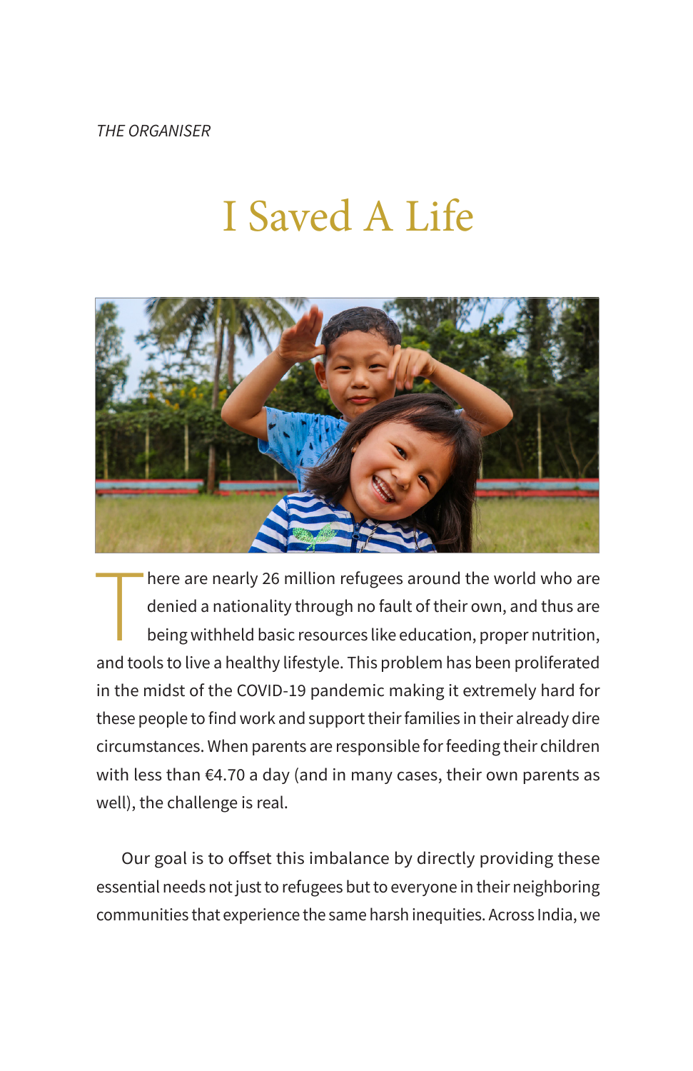*THE ORGANISER*

# I Saved A Life

There are nearly 26 million refugees around the world who are denied a nationality through no fault of their own, and thus are being withheld basic resources like education, proper nutrition, and tools to live a healthy lifestyle. This problem has been proliferated in the midst of the COVID-19 pandemic making it extremely hard for these people to find work and support their families in their already dire circumstances. When parents are responsible for feeding their children with less than €4.70 a day (and in many cases, their own parents as well), the challenge is real.

Our goal is to offset this imbalance by directly providing these essential needs not just to refugees but to everyone in their neighboring communities that experience the same harsh inequities. Across India, we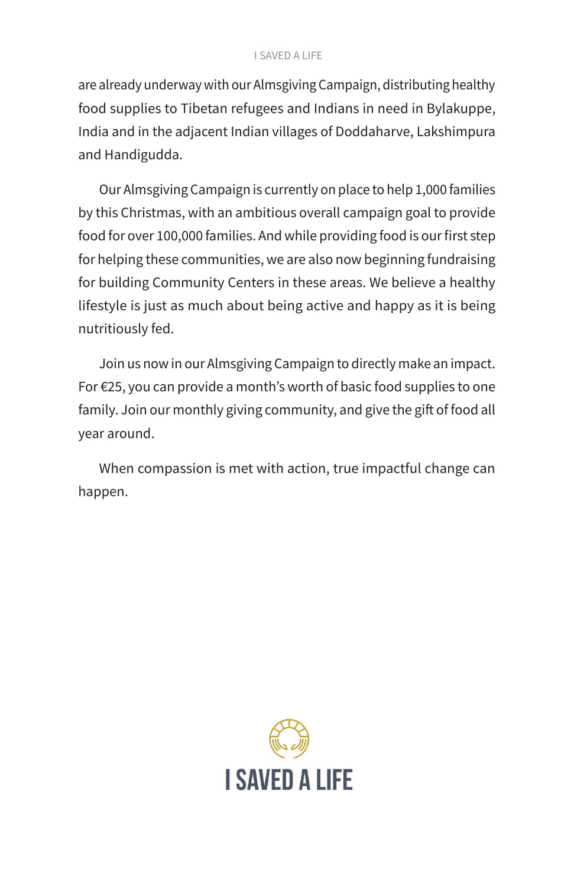are already underway with our Almsgiving Campaign, distributing healthy food supplies to Tibetan refugees and Indians in need in Bylakuppe, India and in the adjacent Indian villages of Doddaharve, Lakshimpura and Handigudda.

Our Almsgiving Campaign is currently on place to help 1,000 families by this Christmas, with an ambitious overall campaign goal to provide food for over 100,000 families. And while providing food is our first step for helping these communities, we are also now beginning fundraising for building Community Centers in these areas. We believe a healthy lifestyle is just as much about being active and happy as it is being nutritiously fed.

Join us now in our Almsgiving Campaign to directly make an impact. For €25, you can provide a month's worth of basic food supplies to one family. Join our monthly giving community, and give the gift of food all year around.

When compassion is met with action, true impactful change can happen.

I SAVED A LIFE